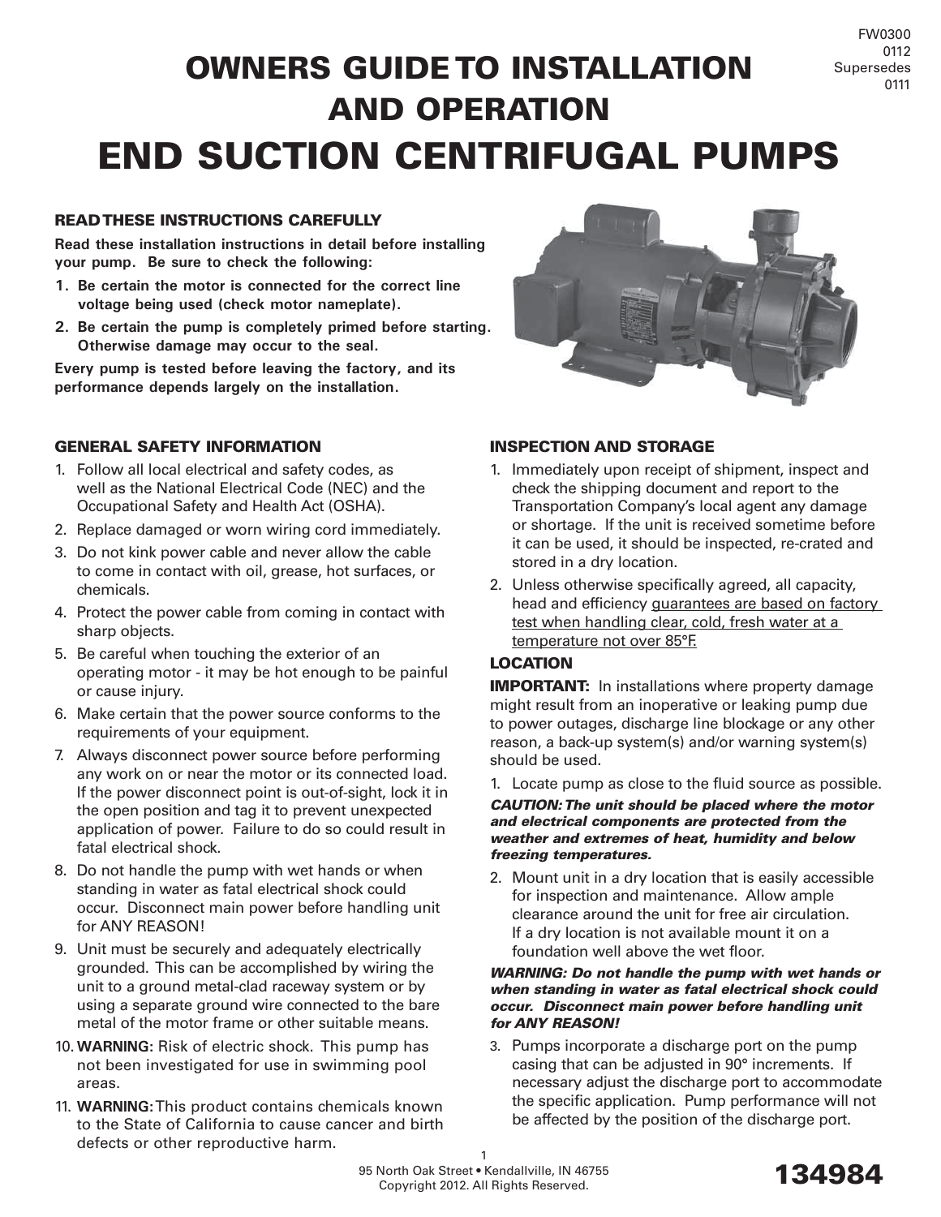FW0300
0112
Supersedes
0111

# OWNERS GUIDE TO INSTALLATION AND OPERATION

# END SUCTION CENTRIFUGAL PUMPS

### READ THESE INSTRUCTIONS CAREFULLY

**Read these installation instructions in detail before installing your pump. Be sure to check the following:**

1. **Be certain the motor is connected for the correct line voltage being used (check motor nameplate).**
2. **Be certain the pump is completely primed before starting. Otherwise damage may occur to the seal.**

**Every pump is tested before leaving the factory, and its performance depends largely on the installation.**

### GENERAL SAFETY INFORMATION

1. Follow all local electrical and safety codes, as well as the National Electrical Code (NEC) and the Occupational Safety and Health Act (OSHA).
2. Replace damaged or worn wiring cord immediately.
3. Do not kink power cable and never allow the cable to come in contact with oil, grease, hot surfaces, or chemicals.
4. Protect the power cable from coming in contact with sharp objects.
5. Be careful when touching the exterior of an operating motor - it may be hot enough to be painful or cause injury.
6. Make certain that the power source conforms to the requirements of your equipment.
7. Always disconnect power source before performing any work on or near the motor or its connected load. If the power disconnect point is out-of-sight, lock it in the open position and tag it to prevent unexpected application of power. Failure to do so could result in fatal electrical shock.
8. Do not handle the pump with wet hands or when standing in water as fatal electrical shock could occur. Disconnect main power before handling unit for ANY REASON!
9. Unit must be securely and adequately electrically grounded. This can be accomplished by wiring the unit to a ground metal-clad raceway system or by using a separate ground wire connected to the bare metal of the motor frame or other suitable means.
10. **WARNING:** Risk of electric shock. This pump has not been investigated for use in swimming pool areas.
11. **WARNING:** This product contains chemicals known to the State of California to cause cancer and birth defects or other reproductive harm.

### INSPECTION AND STORAGE

1. Immediately upon receipt of shipment, inspect and check the shipping document and report to the Transportation Company's local agent any damage or shortage. If the unit is received sometime before it can be used, it should be inspected, re-crated and stored in a dry location.
2. Unless otherwise specifically agreed, all capacity, head and efficiency guarantees are based on factory test when handling clear, cold, fresh water at a temperature not over 85°F.

### LOCATION

**IMPORTANT:** In installations where property damage might result from an inoperative or leaking pump due to power outages, discharge line blockage or any other reason, a back-up system(s) and/or warning system(s) should be used.

1. Locate pump as close to the fluid source as possible.

***CAUTION: The unit should be placed where the motor and electrical components are protected from the weather and extremes of heat, humidity and below freezing temperatures.***

2. Mount unit in a dry location that is easily accessible for inspection and maintenance. Allow ample clearance around the unit for free air circulation. If a dry location is not available mount it on a foundation well above the wet floor.

***WARNING: Do not handle the pump with wet hands or when standing in water as fatal electrical shock could occur. Disconnect main power before handling unit for ANY REASON!***

3. Pumps incorporate a discharge port on the pump casing that can be adjusted in 90° increments. If necessary adjust the discharge port to accommodate the specific application. Pump performance will not be affected by the position of the discharge port.

95 North Oak Street • Kendallville, IN 46755
Copyright 2012. All Rights Reserved.

**134984**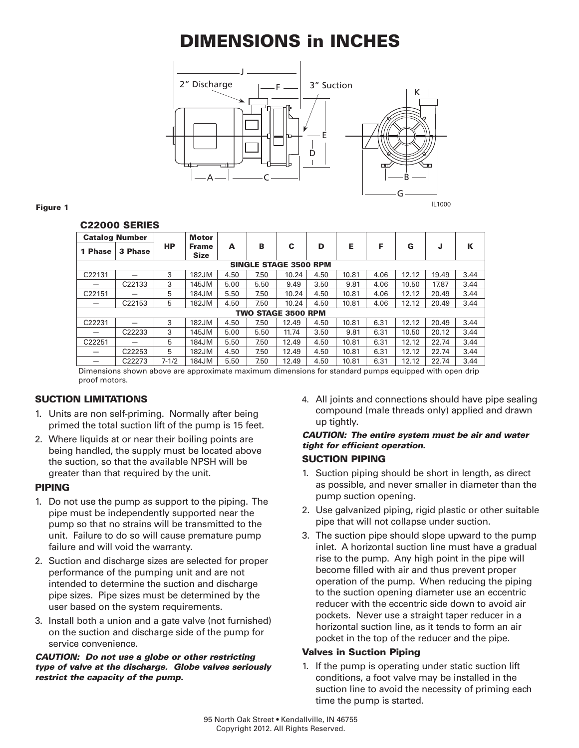# DIMENSIONS in INCHES

Figure 1

IL1000

### C22000 SERIES

| Catalog Number | | HP | Motor Frame Size | A | B | C | D | E | F | G | J | K |
|---|---|---|---|---|---|---|---|---|---|---|---|---|
| 1 Phase | 3 Phase | | | | | | | | | | | |
| SINGLE STAGE 3500 RPM | | | | | | | | | | | | |
| C22131 | — | 3 | 182JM | 4.50 | 7.50 | 10.24 | 4.50 | 10.81 | 4.06 | 12.12 | 19.49 | 3.44 |
| — | C22133 | 3 | 145JM | 5.00 | 5.50 | 9.49 | 3.50 | 9.81 | 4.06 | 10.50 | 17.87 | 3.44 |
| C22151 | — | 5 | 184JM | 5.50 | 7.50 | 10.24 | 4.50 | 10.81 | 4.06 | 12.12 | 20.49 | 3.44 |
| — | C22153 | 5 | 182JM | 4.50 | 7.50 | 10.24 | 4.50 | 10.81 | 4.06 | 12.12 | 20.49 | 3.44 |
| TWO STAGE 3500 RPM | | | | | | | | | | | | |
| C22231 | — | 3 | 182JM | 4.50 | 7.50 | 12.49 | 4.50 | 10.81 | 6.31 | 12.12 | 20.49 | 3.44 |
| — | C22233 | 3 | 145JM | 5.00 | 5.50 | 11.74 | 3.50 | 9.81 | 6.31 | 10.50 | 20.12 | 3.44 |
| C22251 | — | 5 | 184JM | 5.50 | 7.50 | 12.49 | 4.50 | 10.81 | 6.31 | 12.12 | 22.74 | 3.44 |
| — | C22253 | 5 | 182JM | 4.50 | 7.50 | 12.49 | 4.50 | 10.81 | 6.31 | 12.12 | 22.74 | 3.44 |
| — | C22273 | 7-1/2 | 184JM | 5.50 | 7.50 | 12.49 | 4.50 | 10.81 | 6.31 | 12.12 | 22.74 | 3.44 |

Dimensions shown above are approximate maximum dimensions for standard pumps equipped with open drip proof motors.

### SUCTION LIMITATIONS

1. Units are non self-priming. Normally after being primed the total suction lift of the pump is 15 feet.
2. Where liquids at or near their boiling points are being handled, the supply must be located above the suction, so that the available NPSH will be greater than that required by the unit.

### PIPING

1. Do not use the pump as support to the piping. The pipe must be independently supported near the pump so that no strains will be transmitted to the unit. Failure to do so will cause premature pump failure and will void the warranty.
2. Suction and discharge sizes are selected for proper performance of the pumping unit and are not intended to determine the suction and discharge pipe sizes. Pipe sizes must be determined by the user based on the system requirements.
3. Install both a union and a gate valve (not furnished) on the suction and discharge side of the pump for service convenience.

***CAUTION: Do not use a globe or other restricting type of valve at the discharge. Globe valves seriously restrict the capacity of the pump.***

4. All joints and connections should have pipe sealing compound (male threads only) applied and drawn up tightly.

***CAUTION: The entire system must be air and water tight for efficient operation.***

### SUCTION PIPING

1. Suction piping should be short in length, as direct as possible, and never smaller in diameter than the pump suction opening.
2. Use galvanized piping, rigid plastic or other suitable pipe that will not collapse under suction.
3. The suction pipe should slope upward to the pump inlet. A horizontal suction line must have a gradual rise to the pump. Any high point in the pipe will become filled with air and thus prevent proper operation of the pump. When reducing the piping to the suction opening diameter use an eccentric reducer with the eccentric side down to avoid air pockets. Never use a straight taper reducer in a horizontal suction line, as it tends to form an air pocket in the top of the reducer and the pipe.

#### Valves in Suction Piping

1. If the pump is operating under static suction lift conditions, a foot valve may be installed in the suction line to avoid the necessity of priming each time the pump is started.

95 North Oak Street • Kendallville, IN 46755
Copyright 2012. All Rights Reserved.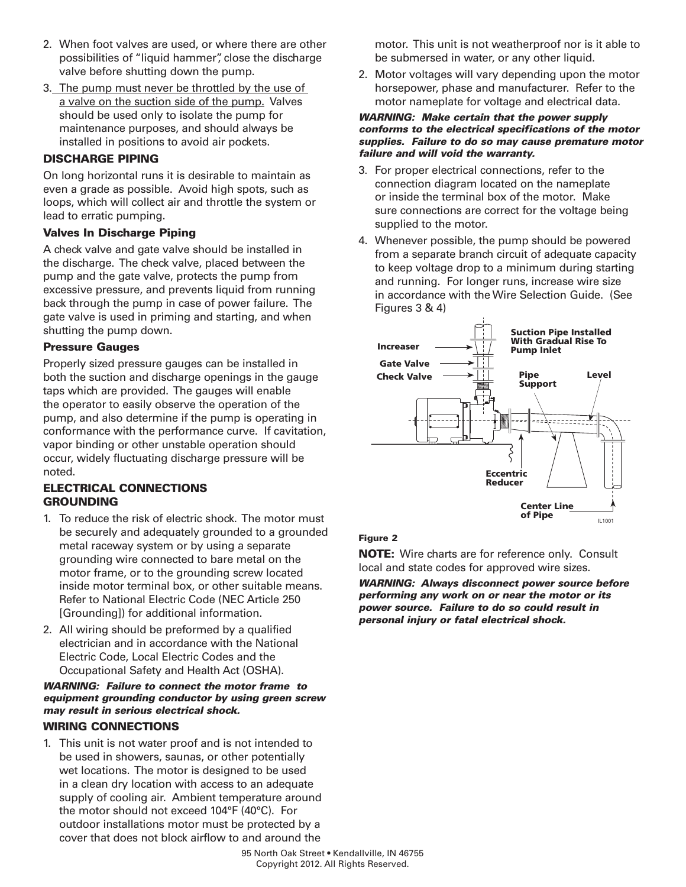2. When foot valves are used, or where there are other possibilities of "liquid hammer", close the discharge valve before shutting down the pump.
3. The pump must never be throttled by the use of a valve on the suction side of the pump. Valves should be used only to isolate the pump for maintenance purposes, and should always be installed in positions to avoid air pockets.

## DISCHARGE PIPING

On long horizontal runs it is desirable to maintain as even a grade as possible. Avoid high spots, such as loops, which will collect air and throttle the system or lead to erratic pumping.

### Valves In Discharge Piping

A check valve and gate valve should be installed in the discharge. The check valve, placed between the pump and the gate valve, protects the pump from excessive pressure, and prevents liquid from running back through the pump in case of power failure. The gate valve is used in priming and starting, and when shutting the pump down.

### Pressure Gauges

Properly sized pressure gauges can be installed in both the suction and discharge openings in the gauge taps which are provided. The gauges will enable the operator to easily observe the operation of the pump, and also determine if the pump is operating in conformance with the performance curve. If cavitation, vapor binding or other unstable operation should occur, widely fluctuating discharge pressure will be noted.

## ELECTRICAL CONNECTIONS GROUNDING

1. To reduce the risk of electric shock. The motor must be securely and adequately grounded to a grounded metal raceway system or by using a separate grounding wire connected to bare metal on the motor frame, or to the grounding screw located inside motor terminal box, or other suitable means. Refer to National Electric Code (NEC Article 250 [Grounding]) for additional information.
2. All wiring should be preformed by a qualified electrician and in accordance with the National Electric Code, Local Electric Codes and the Occupational Safety and Health Act (OSHA).

***WARNING: Failure to connect the motor frame to equipment grounding conductor by using green screw may result in serious electrical shock.***

## WIRING CONNECTIONS

1. This unit is not water proof and is not intended to be used in showers, saunas, or other potentially wet locations. The motor is designed to be used in a clean dry location with access to an adequate supply of cooling air. Ambient temperature around the motor should not exceed 104°F (40°C). For outdoor installations motor must be protected by a cover that does not block airflow to and around the motor. This unit is not weatherproof nor is it able to be submersed in water, or any other liquid.
2. Motor voltages will vary depending upon the motor horsepower, phase and manufacturer. Refer to the motor nameplate for voltage and electrical data.

***WARNING: Make certain that the power supply conforms to the electrical specifications of the motor supplies. Failure to do so may cause premature motor failure and will void the warranty.***

3. For proper electrical connections, refer to the connection diagram located on the nameplate or inside the terminal box of the motor. Make sure connections are correct for the voltage being supplied to the motor.
4. Whenever possible, the pump should be powered from a separate branch circuit of adequate capacity to keep voltage drop to a minimum during starting and running. For longer runs, increase wire size in accordance with the Wire Selection Guide. (See Figures 3 & 4)

Increaser
Gate Valve
Check Valve
Suction Pipe Installed With Gradual Rise To Pump Inlet
Pipe Support
Level
Eccentric Reducer
Center Line of Pipe
IL1001

**Figure 2**

**NOTE:** Wire charts are for reference only. Consult local and state codes for approved wire sizes.

***WARNING: Always disconnect power source before performing any work on or near the motor or its power source. Failure to do so could result in personal injury or fatal electrical shock.***

95 North Oak Street • Kendallville, IN 46755
Copyright 2012. All Rights Reserved.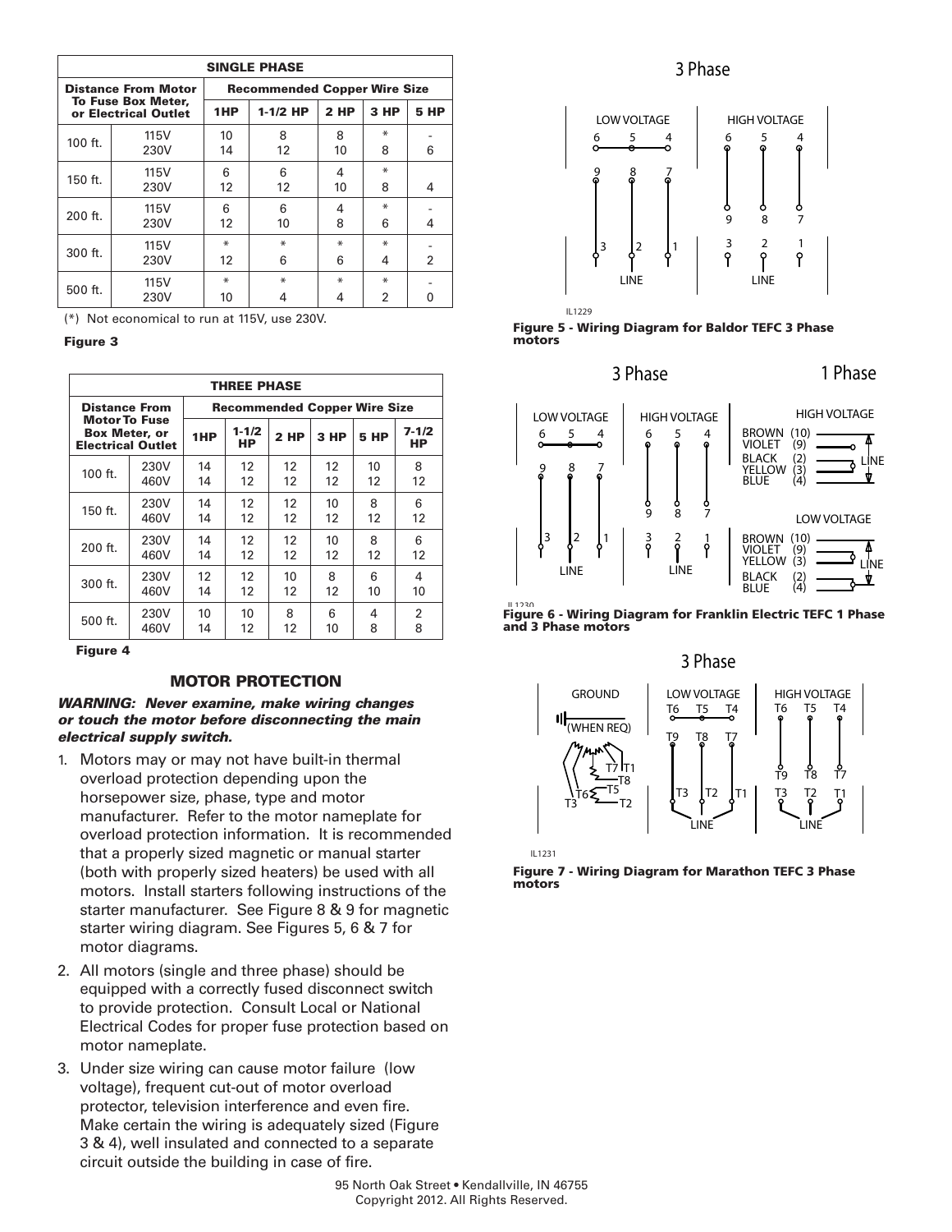| SINGLE PHASE | | | | | | |
|---|---|---|---|---|---|---|
| Distance From Motor To Fuse Box Meter, or Electrical Outlet | | Recommended Copper Wire Size | | | | |
| | | 1HP | 1-1/2 HP | 2 HP | 3 HP | 5 HP |
| 100 ft. | 115V | 10 | 8 | 8 | * | - |
| | 230V | 14 | 12 | 10 | 8 | 6 |
| 150 ft. | 115V | 6 | 6 | 4 | * | |
| | 230V | 12 | 12 | 10 | 8 | 4 |
| 200 ft. | 115V | 6 | 6 | 4 | * | - |
| | 230V | 12 | 10 | 8 | 6 | 4 |
| 300 ft. | 115V | * | * | * | * | - |
| | 230V | 12 | 6 | 6 | 4 | 2 |
| 500 ft. | 115V | * | * | * | * | - |
| | 230V | 10 | 4 | 4 | 2 | 0 |

(*) Not economical to run at 115V, use 230V.

**Figure 3**

| THREE PHASE | | | | | | | |
|---|---|---|---|---|---|---|---|
| Distance From Motor To Fuse Box Meter, or Electrical Outlet | | Recommended Copper Wire Size | | | | | |
| | | 1HP | 1-1/2 HP | 2 HP | 3 HP | 5 HP | 7-1/2 HP |
| 100 ft. | 230V | 14 | 12 | 12 | 12 | 10 | 8 |
| | 460V | 14 | 12 | 12 | 12 | 12 | 12 |
| 150 ft. | 230V | 14 | 12 | 12 | 10 | 8 | 6 |
| | 460V | 14 | 12 | 12 | 12 | 12 | 12 |
| 200 ft. | 230V | 14 | 12 | 12 | 10 | 8 | 6 |
| | 460V | 14 | 12 | 12 | 12 | 12 | 12 |
| 300 ft. | 230V | 12 | 12 | 10 | 8 | 6 | 4 |
| | 460V | 14 | 12 | 12 | 12 | 10 | 10 |
| 500 ft. | 230V | 10 | 10 | 8 | 6 | 4 | 2 |
| | 460V | 14 | 12 | 12 | 10 | 8 | 8 |

**Figure 4**

## MOTOR PROTECTION

***WARNING: Never examine, make wiring changes or touch the motor before disconnecting the main electrical supply switch.***

1. Motors may or may not have built-in thermal overload protection depending upon the horsepower size, phase, type and motor manufacturer. Refer to the motor nameplate for overload protection information. It is recommended that a properly sized magnetic or manual starter (both with properly sized heaters) be used with all motors. Install starters following instructions of the starter manufacturer. See Figure 8 & 9 for magnetic starter wiring diagram. See Figures 5, 6 & 7 for motor diagrams.
2. All motors (single and three phase) should be equipped with a correctly fused disconnect switch to provide protection. Consult Local or National Electrical Codes for proper fuse protection based on motor nameplate.
3. Under size wiring can cause motor failure (low voltage), frequent cut-out of motor overload protector, television interference and even fire. Make certain the wiring is adequately sized (Figure 3 & 4), well insulated and connected to a separate circuit outside the building in case of fire.

**Figure 5 - Wiring Diagram for Baldor TEFC 3 Phase motors**

**Figure 6 - Wiring Diagram for Franklin Electric TEFC 1 Phase and 3 Phase motors**

**Figure 7 - Wiring Diagram for Marathon TEFC 3 Phase motors**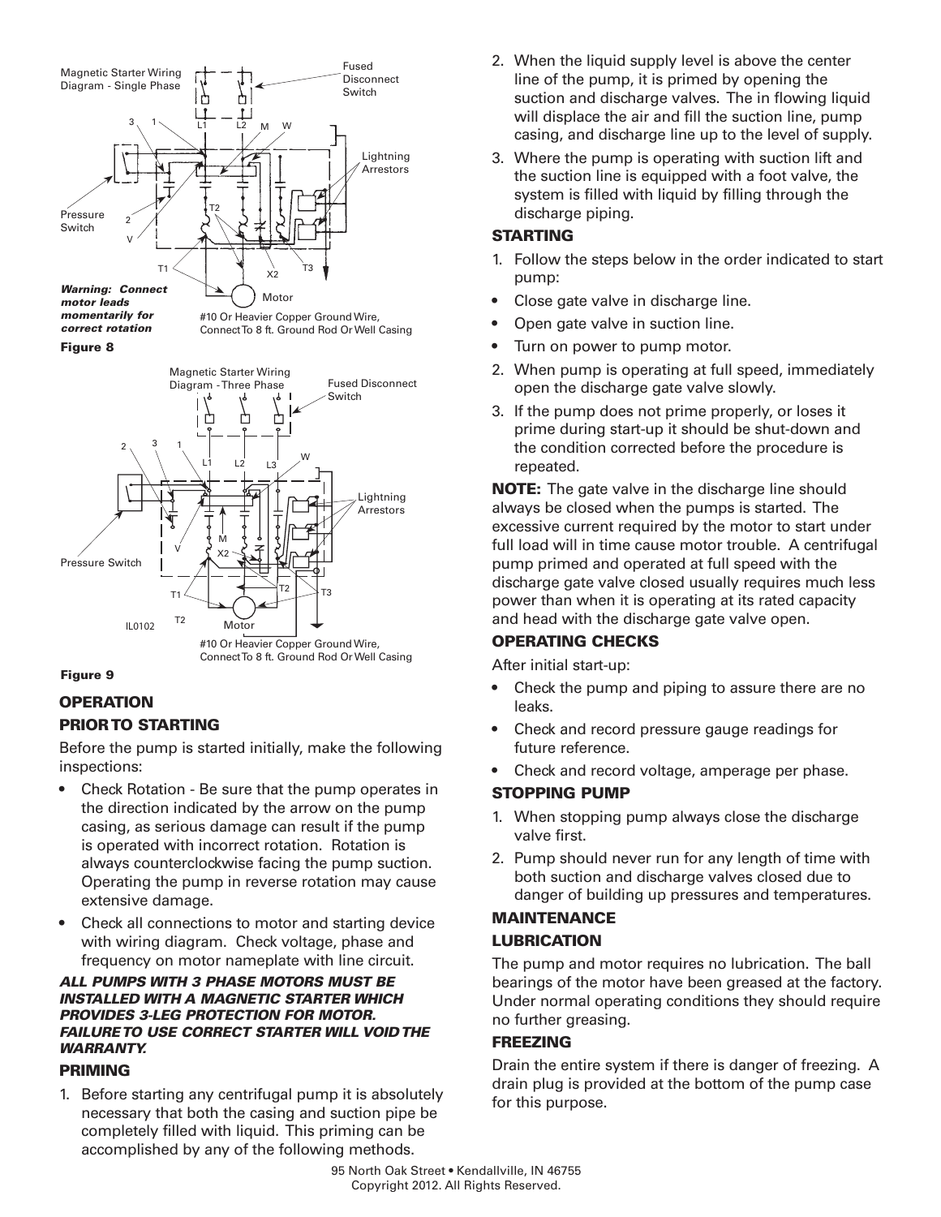Magnetic Starter Wiring Diagram - Single Phase

Fused Disconnect Switch

Lightning Arrestors

Pressure Switch

Motor

***Warning: Connect motor leads momentarily for correct rotation***

#10 Or Heavier Copper Ground Wire, Connect To 8 ft. Ground Rod Or Well Casing

**Figure 8**

Magnetic Starter Wiring Diagram - Three Phase

Fused Disconnect Switch

Lightning Arrestors

Pressure Switch

Motor

#10 Or Heavier Copper Ground Wire, Connect To 8 ft. Ground Rod Or Well Casing

**Figure 9**

## OPERATION

### PRIOR TO STARTING

Before the pump is started initially, make the following inspections:

- Check Rotation - Be sure that the pump operates in the direction indicated by the arrow on the pump casing, as serious damage can result if the pump is operated with incorrect rotation. Rotation is always counterclockwise facing the pump suction. Operating the pump in reverse rotation may cause extensive damage.
- Check all connections to motor and starting device with wiring diagram. Check voltage, phase and frequency on motor nameplate with line circuit.

***ALL PUMPS WITH 3 PHASE MOTORS MUST BE INSTALLED WITH A MAGNETIC STARTER WHICH PROVIDES 3-LEG PROTECTION FOR MOTOR. FAILURE TO USE CORRECT STARTER WILL VOID THE WARRANTY.***

### PRIMING

1. Before starting any centrifugal pump it is absolutely necessary that both the casing and suction pipe be completely filled with liquid. This priming can be accomplished by any of the following methods.
2. When the liquid supply level is above the center line of the pump, it is primed by opening the suction and discharge valves. The in flowing liquid will displace the air and fill the suction line, pump casing, and discharge line up to the level of supply.
3. Where the pump is operating with suction lift and the suction line is equipped with a foot valve, the system is filled with liquid by filling through the discharge piping.

### STARTING

1. Follow the steps below in the order indicated to start pump:

- Close gate valve in discharge line.
- Open gate valve in suction line.
- Turn on power to pump motor.

2. When pump is operating at full speed, immediately open the discharge gate valve slowly.
3. If the pump does not prime properly, or loses it prime during start-up it should be shut-down and the condition corrected before the procedure is repeated.

**NOTE:** The gate valve in the discharge line should always be closed when the pumps is started. The excessive current required by the motor to start under full load will in time cause motor trouble. A centrifugal pump primed and operated at full speed with the discharge gate valve closed usually requires much less power than when it is operating at its rated capacity and head with the discharge gate valve open.

### OPERATING CHECKS

After initial start-up:

- Check the pump and piping to assure there are no leaks.
- Check and record pressure gauge readings for future reference.
- Check and record voltage, amperage per phase.

### STOPPING PUMP

1. When stopping pump always close the discharge valve first.
2. Pump should never run for any length of time with both suction and discharge valves closed due to danger of building up pressures and temperatures.

## MAINTENANCE

### LUBRICATION

The pump and motor requires no lubrication. The ball bearings of the motor have been greased at the factory. Under normal operating conditions they should require no further greasing.

### FREEZING

Drain the entire system if there is danger of freezing. A drain plug is provided at the bottom of the pump case for this purpose.

95 North Oak Street • Kendallville, IN 46755
Copyright 2012. All Rights Reserved.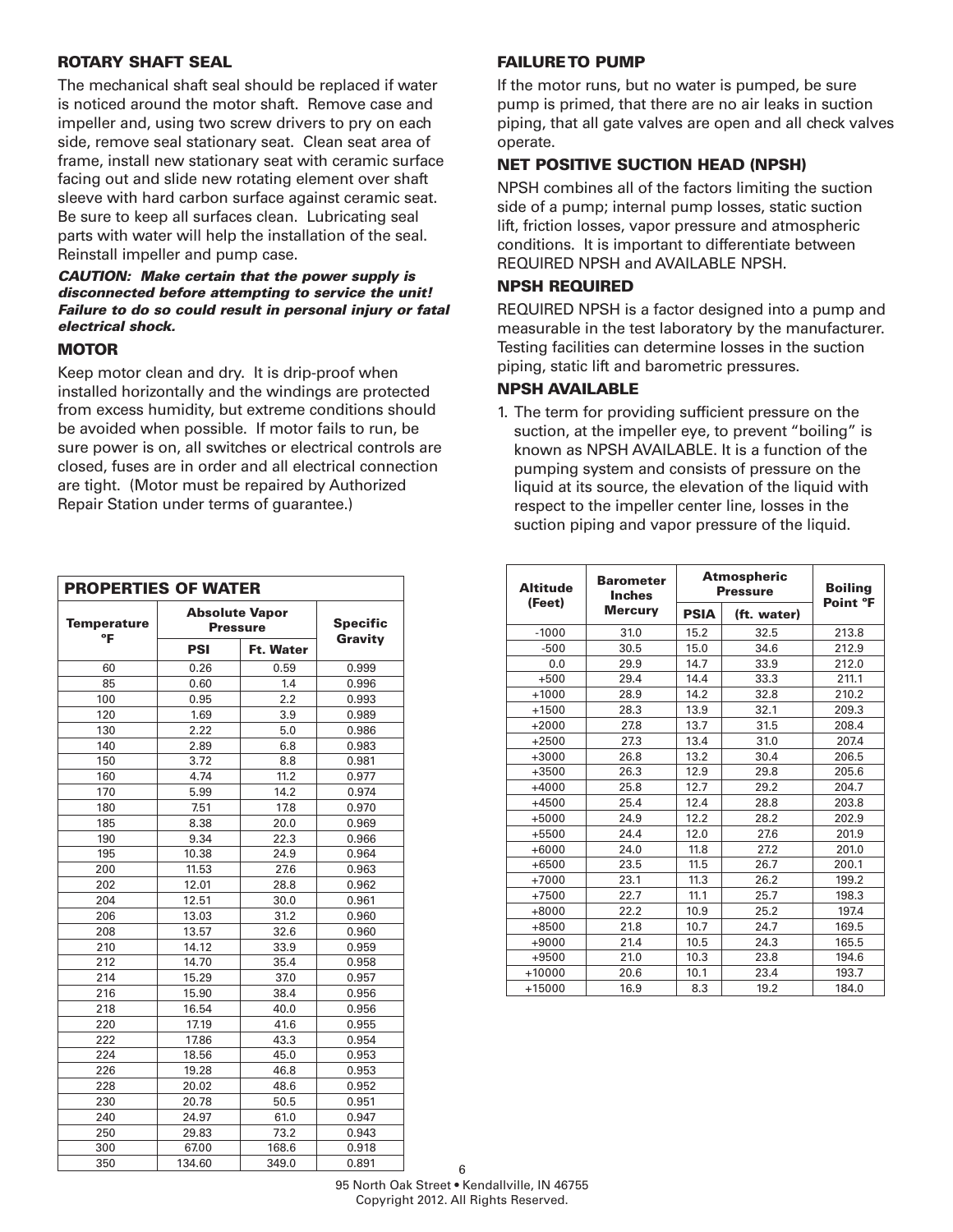## ROTARY SHAFT SEAL

The mechanical shaft seal should be replaced if water is noticed around the motor shaft. Remove case and impeller and, using two screw drivers to pry on each side, remove seal stationary seat. Clean seat area of frame, install new stationary seat with ceramic surface facing out and slide new rotating element over shaft sleeve with hard carbon surface against ceramic seat. Be sure to keep all surfaces clean. Lubricating seal parts with water will help the installation of the seal. Reinstall impeller and pump case.

***CAUTION: Make certain that the power supply is disconnected before attempting to service the unit! Failure to do so could result in personal injury or fatal electrical shock.***

## MOTOR

Keep motor clean and dry. It is drip-proof when installed horizontally and the windings are protected from excess humidity, but extreme conditions should be avoided when possible. If motor fails to run, be sure power is on, all switches or electrical controls are closed, fuses are in order and all electrical connection are tight. (Motor must be repaired by Authorized Repair Station under terms of guarantee.)

## FAILURE TO PUMP

If the motor runs, but no water is pumped, be sure pump is primed, that there are no air leaks in suction piping, that all gate valves are open and all check valves operate.

## NET POSITIVE SUCTION HEAD (NPSH)

NPSH combines all of the factors limiting the suction side of a pump; internal pump losses, static suction lift, friction losses, vapor pressure and atmospheric conditions. It is important to differentiate between REQUIRED NPSH and AVAILABLE NPSH.

## NPSH REQUIRED

REQUIRED NPSH is a factor designed into a pump and measurable in the test laboratory by the manufacturer. Testing facilities can determine losses in the suction piping, static lift and barometric pressures.

## NPSH AVAILABLE

1. The term for providing sufficient pressure on the suction, at the impeller eye, to prevent "boiling" is known as NPSH AVAILABLE. It is a function of the pumping system and consists of pressure on the liquid at its source, the elevation of the liquid with respect to the impeller center line, losses in the suction piping and vapor pressure of the liquid.

**PROPERTIES OF WATER**

| Temperature °F | Absolute Vapor Pressure | | Specific Gravity |
|---|---|---|---|
| | PSI | Ft. Water | |
| 60 | 0.26 | 0.59 | 0.999 |
| 85 | 0.60 | 1.4 | 0.996 |
| 100 | 0.95 | 2.2 | 0.993 |
| 120 | 1.69 | 3.9 | 0.989 |
| 130 | 2.22 | 5.0 | 0.986 |
| 140 | 2.89 | 6.8 | 0.983 |
| 150 | 3.72 | 8.8 | 0.981 |
| 160 | 4.74 | 11.2 | 0.977 |
| 170 | 5.99 | 14.2 | 0.974 |
| 180 | 7.51 | 17.8 | 0.970 |
| 185 | 8.38 | 20.0 | 0.969 |
| 190 | 9.34 | 22.3 | 0.966 |
| 195 | 10.38 | 24.9 | 0.964 |
| 200 | 11.53 | 27.6 | 0.963 |
| 202 | 12.01 | 28.8 | 0.962 |
| 204 | 12.51 | 30.0 | 0.961 |
| 206 | 13.03 | 31.2 | 0.960 |
| 208 | 13.57 | 32.6 | 0.960 |
| 210 | 14.12 | 33.9 | 0.959 |
| 212 | 14.70 | 35.4 | 0.958 |
| 214 | 15.29 | 37.0 | 0.957 |
| 216 | 15.90 | 38.4 | 0.956 |
| 218 | 16.54 | 40.0 | 0.956 |
| 220 | 17.19 | 41.6 | 0.955 |
| 222 | 17.86 | 43.3 | 0.954 |
| 224 | 18.56 | 45.0 | 0.953 |
| 226 | 19.28 | 46.8 | 0.953 |
| 228 | 20.02 | 48.6 | 0.952 |
| 230 | 20.78 | 50.5 | 0.951 |
| 240 | 24.97 | 61.0 | 0.947 |
| 250 | 29.83 | 73.2 | 0.943 |
| 300 | 67.00 | 168.6 | 0.918 |
| 350 | 134.60 | 349.0 | 0.891 |

| Altitude (Feet) | Barometer Inches Mercury | Atmospheric Pressure | | Boiling Point °F |
|---|---|---|---|---|
| | | PSIA | (ft. water) | |
| -1000 | 31.0 | 15.2 | 32.5 | 213.8 |
| -500 | 30.5 | 15.0 | 34.6 | 212.9 |
| 0.0 | 29.9 | 14.7 | 33.9 | 212.0 |
| +500 | 29.4 | 14.4 | 33.3 | 211.1 |
| +1000 | 28.9 | 14.2 | 32.8 | 210.2 |
| +1500 | 28.3 | 13.9 | 32.1 | 209.3 |
| +2000 | 27.8 | 13.7 | 31.5 | 208.4 |
| +2500 | 27.3 | 13.4 | 31.0 | 207.4 |
| +3000 | 26.8 | 13.2 | 30.4 | 206.5 |
| +3500 | 26.3 | 12.9 | 29.8 | 205.6 |
| +4000 | 25.8 | 12.7 | 29.2 | 204.7 |
| +4500 | 25.4 | 12.4 | 28.8 | 203.8 |
| +5000 | 24.9 | 12.2 | 28.2 | 202.9 |
| +5500 | 24.4 | 12.0 | 27.6 | 201.9 |
| +6000 | 24.0 | 11.8 | 27.2 | 201.0 |
| +6500 | 23.5 | 11.5 | 26.7 | 200.1 |
| +7000 | 23.1 | 11.3 | 26.2 | 199.2 |
| +7500 | 22.7 | 11.1 | 25.7 | 198.3 |
| +8000 | 22.2 | 10.9 | 25.2 | 197.4 |
| +8500 | 21.8 | 10.7 | 24.7 | 169.5 |
| +9000 | 21.4 | 10.5 | 24.3 | 165.5 |
| +9500 | 21.0 | 10.3 | 23.8 | 194.6 |
| +10000 | 20.6 | 10.1 | 23.4 | 193.7 |
| +15000 | 16.9 | 8.3 | 19.2 | 184.0 |

95 North Oak Street • Kendallville, IN 46755
Copyright 2012. All Rights Reserved.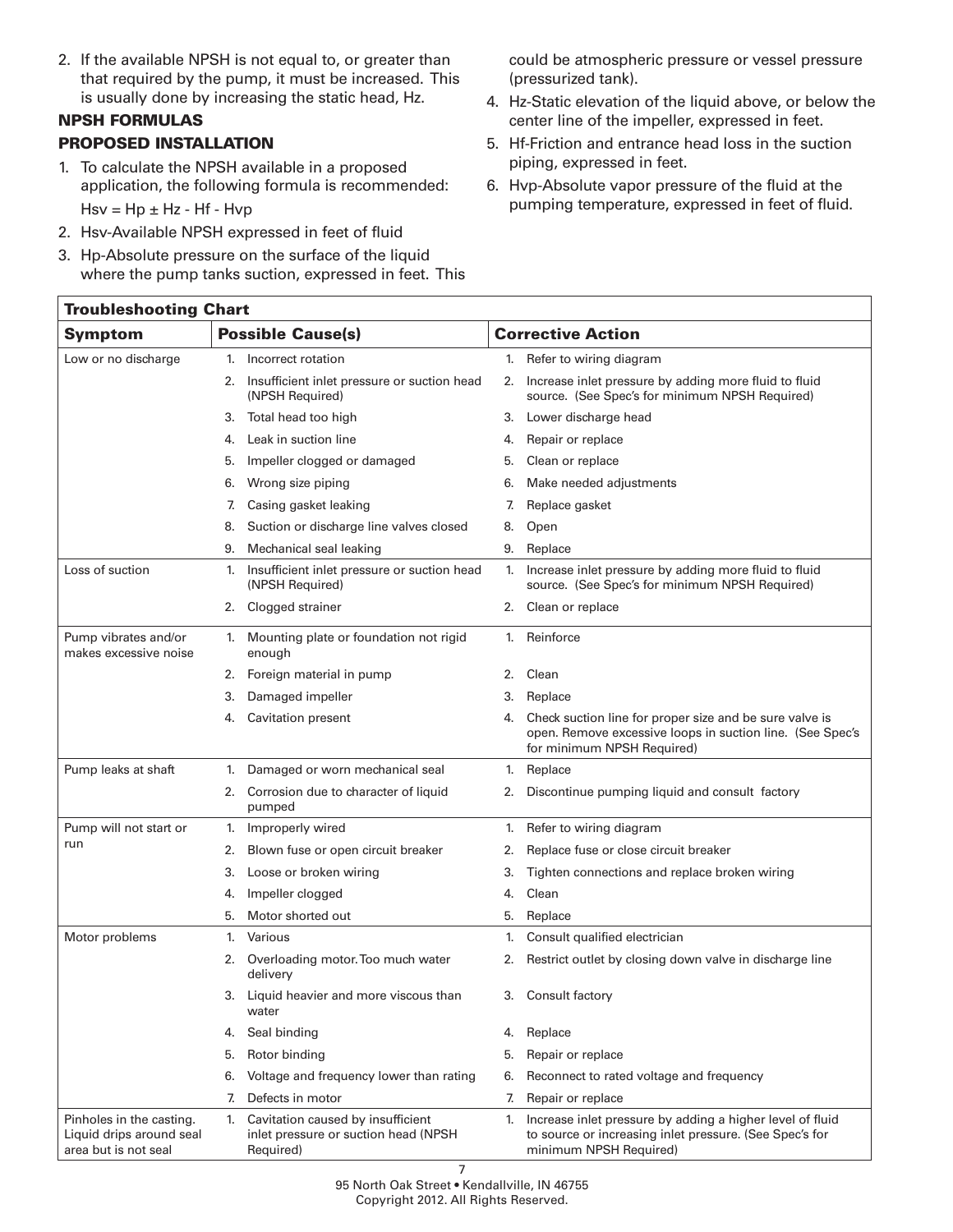2. If the available NPSH is not equal to, or greater than that required by the pump, it must be increased. This is usually done by increasing the static head, Hz.

### NPSH FORMULAS

### PROPOSED INSTALLATION

1. To calculate the NPSH available in a proposed application, the following formula is recommended: $Hsv = Hp \pm Hz - Hf - Hvp$
2. Hsv-Available NPSH expressed in feet of fluid
3. Hp-Absolute pressure on the surface of the liquid where the pump tanks suction, expressed in feet. This could be atmospheric pressure or vessel pressure (pressurized tank).
4. Hz-Static elevation of the liquid above, or below the center line of the impeller, expressed in feet.
5. Hf-Friction and entrance head loss in the suction piping, expressed in feet.
6. Hvp-Absolute vapor pressure of the fluid at the pumping temperature, expressed in feet of fluid.

**Troubleshooting Chart**

| Symptom | Possible Cause(s) | Corrective Action |
|---|---|---|
| Low or no discharge | 1. Incorrect rotation | 1. Refer to wiring diagram |
| | 2. Insufficient inlet pressure or suction head (NPSH Required) | 2. Increase inlet pressure by adding more fluid to fluid source. (See Spec's for minimum NPSH Required) |
| | 3. Total head too high | 3. Lower discharge head |
| | 4. Leak in suction line | 4. Repair or replace |
| | 5. Impeller clogged or damaged | 5. Clean or replace |
| | 6. Wrong size piping | 6. Make needed adjustments |
| | 7. Casing gasket leaking | 7. Replace gasket |
| | 8. Suction or discharge line valves closed | 8. Open |
| | 9. Mechanical seal leaking | 9. Replace |
| Loss of suction | 1. Insufficient inlet pressure or suction head (NPSH Required) | 1. Increase inlet pressure by adding more fluid to fluid source. (See Spec's for minimum NPSH Required) |
| | 2. Clogged strainer | 2. Clean or replace |
| Pump vibrates and/or makes excessive noise | 1. Mounting plate or foundation not rigid enough | 1. Reinforce |
| | 2. Foreign material in pump | 2. Clean |
| | 3. Damaged impeller | 3. Replace |
| | 4. Cavitation present | 4. Check suction line for proper size and be sure valve is open. Remove excessive loops in suction line. (See Spec's for minimum NPSH Required) |
| Pump leaks at shaft | 1. Damaged or worn mechanical seal | 1. Replace |
| | 2. Corrosion due to character of liquid pumped | 2. Discontinue pumping liquid and consult factory |
| Pump will not start or run | 1. Improperly wired | 1. Refer to wiring diagram |
| | 2. Blown fuse or open circuit breaker | 2. Replace fuse or close circuit breaker |
| | 3. Loose or broken wiring | 3. Tighten connections and replace broken wiring |
| | 4. Impeller clogged | 4. Clean |
| | 5. Motor shorted out | 5. Replace |
| Motor problems | 1. Various | 1. Consult qualified electrician |
| | 2. Overloading motor. Too much water delivery | 2. Restrict outlet by closing down valve in discharge line |
| | 3. Liquid heavier and more viscous than water | 3. Consult factory |
| | 4. Seal binding | 4. Replace |
| | 5. Rotor binding | 5. Repair or replace |
| | 6. Voltage and frequency lower than rating | 6. Reconnect to rated voltage and frequency |
| | 7. Defects in motor | 7. Repair or replace |
| Pinholes in the casting. Liquid drips around seal area but is not seal | 1. Cavitation caused by insufficient inlet pressure or suction head (NPSH Required) | 1. Increase inlet pressure by adding a higher level of fluid to source or increasing inlet pressure. (See Spec's for minimum NPSH Required) |

95 North Oak Street • Kendallville, IN 46755
Copyright 2012. All Rights Reserved.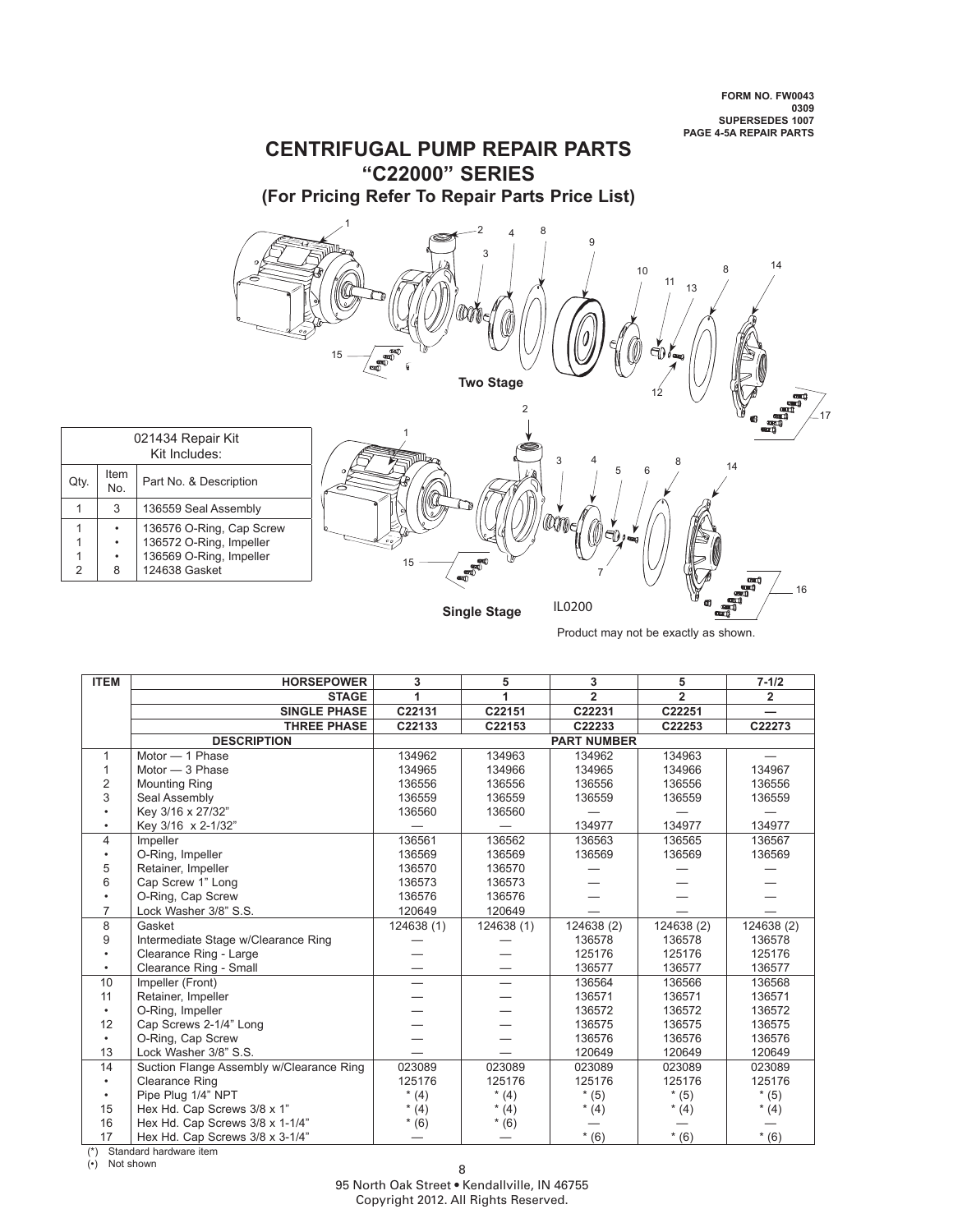FORM NO. FW0043
0309
SUPERSEDES 1007
PAGE 4-5A REPAIR PARTS

# CENTRIFUGAL PUMP REPAIR PARTS
# "C22000" SERIES
## (For Pricing Refer To Repair Parts Price List)

Two Stage

Single Stage

IL0200

Product may not be exactly as shown.

| 021434 Repair Kit Kit Includes: | | |
|---|---|---|
| Qty. | Item No. | Part No. & Description |
| 1 | 3 | 136559 Seal Assembly |
| 1 | • | 136576 O-Ring, Cap Screw |
| 1 | • | 136572 O-Ring, Impeller |
| 1 | • | 136569 O-Ring, Impeller |
| 2 | 8 | 124638 Gasket |

| ITEM | HORSEPOWER | 3 | 5 | 3 | 5 | 7-1/2 |
|---|---|---|---|---|---|---|
| | STAGE | 1 | 1 | 2 | 2 | 2 |
| | SINGLE PHASE | C22131 | C22151 | C22231 | C22251 | — |
| | THREE PHASE | C22133 | C22153 | C22233 | C22253 | C22273 |
| | DESCRIPTION | PART NUMBER | | | | |
| 1 | Motor — 1 Phase | 134962 | 134963 | 134962 | 134963 | — |
| 1 | Motor — 3 Phase | 134965 | 134966 | 134965 | 134966 | 134967 |
| 2 | Mounting Ring | 136556 | 136556 | 136556 | 136556 | 136556 |
| 3 | Seal Assembly | 136559 | 136559 | 136559 | 136559 | 136559 |
| • | Key 3/16 x 27/32" | 136560 | 136560 | — | — | — |
| • | Key 3/16 x 2-1/32" | — | — | 134977 | 134977 | 134977 |
| 4 | Impeller | 136561 | 136562 | 136563 | 136565 | 136567 |
| • | O-Ring, Impeller | 136569 | 136569 | 136569 | 136569 | 136569 |
| 5 | Retainer, Impeller | 136570 | 136570 | — | — | — |
| 6 | Cap Screw 1" Long | 136573 | 136573 | — | — | — |
| • | O-Ring, Cap Screw | 136576 | 136576 | — | — | — |
| 7 | Lock Washer 3/8" S.S. | 120649 | 120649 | — | — | — |
| 8 | Gasket | 124638 (1) | 124638 (1) | 124638 (2) | 124638 (2) | 124638 (2) |
| 9 | Intermediate Stage w/Clearance Ring | — | — | 136578 | 136578 | 136578 |
| • | Clearance Ring - Large | — | — | 125176 | 125176 | 125176 |
| • | Clearance Ring - Small | — | — | 136577 | 136577 | 136577 |
| 10 | Impeller (Front) | — | — | 136564 | 136566 | 136568 |
| 11 | Retainer, Impeller | — | — | 136571 | 136571 | 136571 |
| • | O-Ring, Impeller | — | — | 136572 | 136572 | 136572 |
| 12 | Cap Screws 2-1/4" Long | — | — | 136575 | 136575 | 136575 |
| • | O-Ring, Cap Screw | — | — | 136576 | 136576 | 136576 |
| 13 | Lock Washer 3/8" S.S. | — | — | 120649 | 120649 | 120649 |
| 14 | Suction Flange Assembly w/Clearance Ring | 023089 | 023089 | 023089 | 023089 | 023089 |
| • | Clearance Ring | 125176 | 125176 | 125176 | 125176 | 125176 |
| • | Pipe Plug 1/4" NPT | * (4) | * (4) | * (5) | * (5) | * (5) |
| 15 | Hex Hd. Cap Screws 3/8 x 1" | * (4) | * (4) | * (4) | * (4) | * (4) |
| 16 | Hex Hd. Cap Screws 3/8 x 1-1/4" | * (6) | * (6) | — | — | — |
| 17 | Hex Hd. Cap Screws 3/8 x 3-1/4" | — | — | * (6) | * (6) | * (6) |

(*) Standard hardware item
(•) Not shown

95 North Oak Street • Kendallville, IN 46755
Copyright 2012. All Rights Reserved.